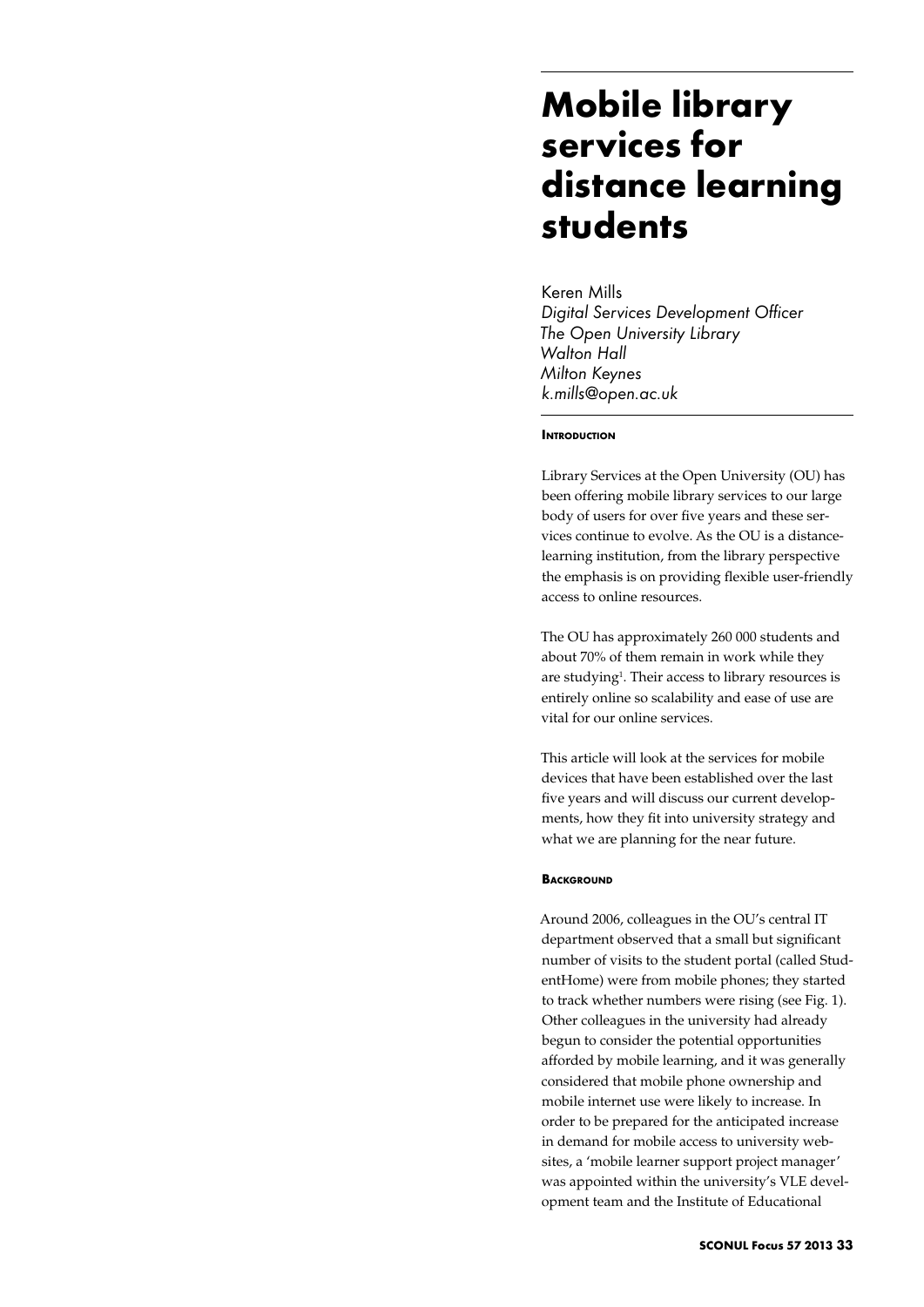# Mobile library services for distance learning students

Keren Mills  
*Digital Services Development Officer*  
*The Open University Library*  
*Walton Hall*  
*Milton Keynes*  
*k.mills@open.ac.uk*

## Introduction

Library Services at the Open University (OU) has been offering mobile library services to our large body of users for over five years and these services continue to evolve. As the OU is a distance-learning institution, from the library perspective the emphasis is on providing flexible user-friendly access to online resources.

The OU has approximately 260 000 students and about 70% of them remain in work while they are studying[1]. Their access to library resources is entirely online so scalability and ease of use are vital for our online services.

This article will look at the services for mobile devices that have been established over the last five years and will discuss our current developments, how they fit into university strategy and what we are planning for the near future.

## Background

Around 2006, colleagues in the OU's central IT department observed that a small but significant number of visits to the student portal (called StudentHome) were from mobile phones; they started to track whether numbers were rising (see Fig. 1). Other colleagues in the university had already begun to consider the potential opportunities afforded by mobile learning, and it was generally considered that mobile phone ownership and mobile internet use were likely to increase. In order to be prepared for the anticipated increase in demand for mobile access to university websites, a 'mobile learner support project manager' was appointed within the university's VLE development team and the Institute of Educational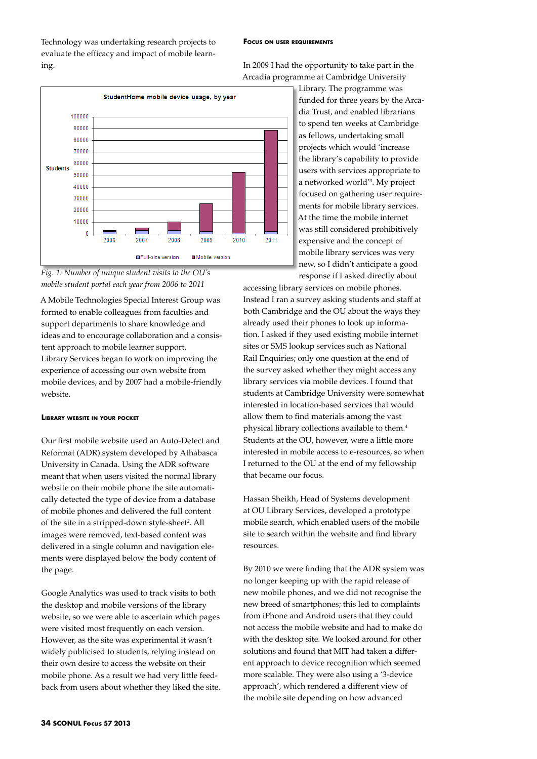Technology was undertaking research projects to evaluate the efficacy and impact of mobile learning.

StudentHome mobile device usage, by year

Students

100000
90000
80000
70000
60000
50000
40000
30000
20000
10000
0

2006 2007 2008 2009 2010 2011

Full-size version Mobile version

*Fig. 1: Number of unique student visits to the OU's mobile student portal each year from 2006 to 2011*

A Mobile Technologies Special Interest Group was formed to enable colleagues from faculties and support departments to share knowledge and ideas and to encourage collaboration and a consistent approach to mobile learner support. Library Services began to work on improving the experience of accessing our own website from mobile devices, and by 2007 had a mobile-friendly website.

#### Library website in your pocket

Our first mobile website used an Auto-Detect and Reformat (ADR) system developed by Athabasca University in Canada. Using the ADR software meant that when users visited the normal library website on their mobile phone the site automatically detected the type of device from a database of mobile phones and delivered the full content of the site in a stripped-down style-sheet[2]. All images were removed, text-based content was delivered in a single column and navigation elements were displayed below the body content of the page.

Google Analytics was used to track visits to both the desktop and mobile versions of the library website, so we were able to ascertain which pages were visited most frequently on each version. However, as the site was experimental it wasn't widely publicised to students, relying instead on their own desire to access the website on their mobile phone. As a result we had very little feedback from users about whether they liked the site.

#### Focus on user requirements

In 2009 I had the opportunity to take part in the Arcadia programme at Cambridge University Library. The programme was funded for three years by the Arcadia Trust, and enabled librarians to spend ten weeks at Cambridge as fellows, undertaking small projects which would 'increase the library's capability to provide users with services appropriate to a networked world'[3]. My project focused on gathering user requirements for mobile library services. At the time the mobile internet was still considered prohibitively expensive and the concept of mobile library services was very new, so I didn't anticipate a good response if I asked directly about accessing library services on mobile phones. Instead I ran a survey asking students and staff at both Cambridge and the OU about the ways they already used their phones to look up information. I asked if they used existing mobile internet sites or SMS lookup services such as National Rail Enquiries; only one question at the end of the survey asked whether they might access any library services via mobile devices. I found that students at Cambridge University were somewhat interested in location-based services that would allow them to find materials among the vast physical library collections available to them.[4] Students at the OU, however, were a little more interested in mobile access to e-resources, so when I returned to the OU at the end of my fellowship that became our focus.

Hassan Sheikh, Head of Systems development at OU Library Services, developed a prototype mobile search, which enabled users of the mobile site to search within the website and find library resources.

By 2010 we were finding that the ADR system was no longer keeping up with the rapid release of new mobile phones, and we did not recognise the new breed of smartphones; this led to complaints from iPhone and Android users that they could not access the mobile website and had to make do with the desktop site. We looked around for other solutions and found that MIT had taken a different approach to device recognition which seemed more scalable. They were also using a '3-device approach', which rendered a different view of the mobile site depending on how advanced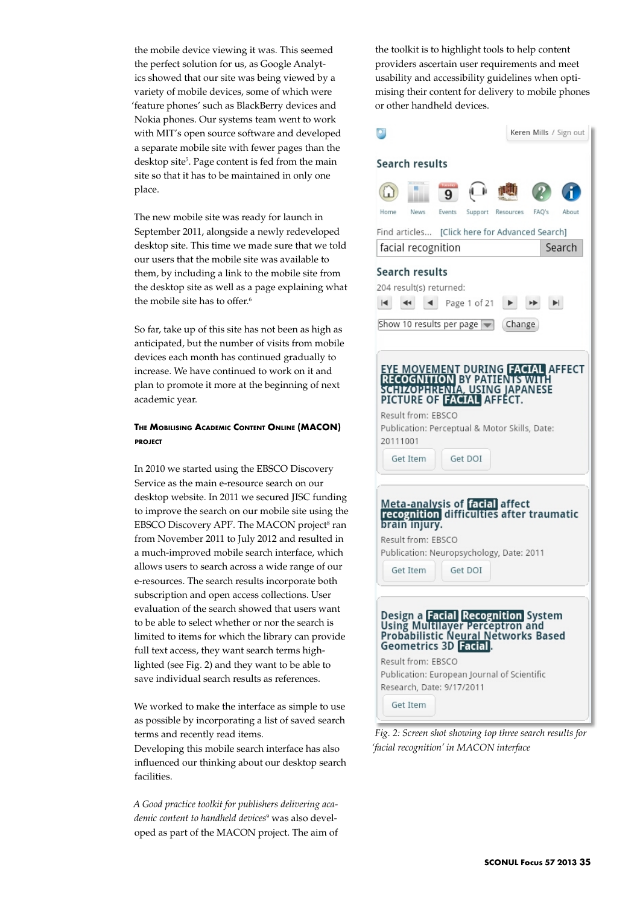the mobile device viewing it was. This seemed the perfect solution for us, as Google Analytics showed that our site was being viewed by a variety of mobile devices, some of which were 'feature phones' such as BlackBerry devices and Nokia phones. Our systems team went to work with MIT's open source software and developed a separate mobile site with fewer pages than the desktop site[5]. Page content is fed from the main site so that it has to be maintained in only one place.

The new mobile site was ready for launch in September 2011, alongside a newly redeveloped desktop site. This time we made sure that we told our users that the mobile site was available to them, by including a link to the mobile site from the desktop site as well as a page explaining what the mobile site has to offer.[6]

So far, take up of this site has not been as high as anticipated, but the number of visits from mobile devices each month has continued gradually to increase. We have continued to work on it and plan to promote it more at the beginning of next academic year.

### The Mobilising Academic Content Online (MACON) project

In 2010 we started using the EBSCO Discovery Service as the main e-resource search on our desktop website. In 2011 we secured JISC funding to improve the search on our mobile site using the EBSCO Discovery API[7]. The MACON project[8] ran from November 2011 to July 2012 and resulted in a much-improved mobile search interface, which allows users to search across a wide range of our e-resources. The search results incorporate both subscription and open access collections. User evaluation of the search showed that users want to be able to select whether or nor the search is limited to items for which the library can provide full text access, they want search terms highlighted (see Fig. 2) and they want to be able to save individual search results as references.

We worked to make the interface as simple to use as possible by incorporating a list of saved search terms and recently read items.
Developing this mobile search interface has also influenced our thinking about our desktop search facilities.

*A Good practice toolkit for publishers delivering academic content to handheld devices*[9] was also developed as part of the MACON project. The aim of the toolkit is to highlight tools to help content providers ascertain user requirements and meet usability and accessibility guidelines when optimising their content for delivery to mobile phones or other handheld devices.

Keren Mills / Sign out

Search results

Home News Events Support Resources FAQ's About

Find articles... [Click here for Advanced Search]

facial recognition Search

Search results

204 result(s) returned:

Page 1 of 21

Show 10 results per page Change

EYE MOVEMENT DURING FACIAL AFFECT RECOGNITION BY PATIENTS WITH SCHIZOPHRENIA, USING JAPANESE PICTURE OF FACIAL AFFECT.

Result from: EBSCO

Publication: Perceptual & Motor Skills, Date: 20111001

Get Item Get DOI

Meta-analysis of facial affect recognition difficulties after traumatic brain injury.

Result from: EBSCO

Publication: Neuropsychology, Date: 2011

Get Item Get DOI

Design a Facial Recognition System Using Multilayer Perceptron and Probabilistic Neural Networks Based Geometrics 3D Facial.

Result from: EBSCO

Publication: European Journal of Scientific Research, Date: 9/17/2011

Get Item

*Fig. 2: Screen shot showing top three search results for 'facial recognition' in MACON interface*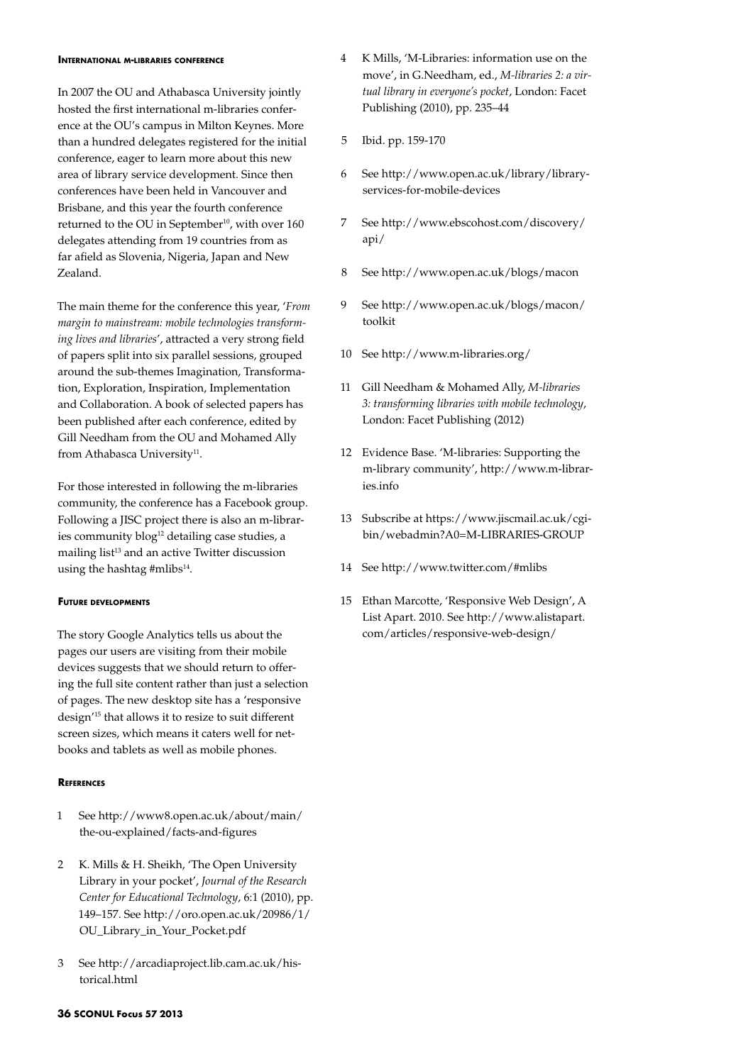### International m-libraries conference

In 2007 the OU and Athabasca University jointly hosted the first international m-libraries conference at the OU's campus in Milton Keynes. More than a hundred delegates registered for the initial conference, eager to learn more about this new area of library service development. Since then conferences have been held in Vancouver and Brisbane, and this year the fourth conference returned to the OU in September[10], with over 160 delegates attending from 19 countries from as far afield as Slovenia, Nigeria, Japan and New Zealand.

The main theme for the conference this year, '*From margin to mainstream: mobile technologies transforming lives and libraries*', attracted a very strong field of papers split into six parallel sessions, grouped around the sub-themes Imagination, Transformation, Exploration, Inspiration, Implementation and Collaboration. A book of selected papers has been published after each conference, edited by Gill Needham from the OU and Mohamed Ally from Athabasca University[11].

For those interested in following the m-libraries community, the conference has a Facebook group. Following a JISC project there is also an m-libraries community blog[12] detailing case studies, a mailing list[13] and an active Twitter discussion using the hashtag #mlibs[14].

### Future developments

The story Google Analytics tells us about the pages our users are visiting from their mobile devices suggests that we should return to offering the full site content rather than just a selection of pages. The new desktop site has a 'responsive design'[15] that allows it to resize to suit different screen sizes, which means it caters well for netbooks and tablets as well as mobile phones.

### References

1. See http://www8.open.ac.uk/about/main/the-ou-explained/facts-and-figures
2. K. Mills & H. Sheikh, 'The Open University Library in your pocket', *Journal of the Research Center for Educational Technology*, 6:1 (2010), pp. 149–157. See http://oro.open.ac.uk/20986/1/OU_Library_in_Your_Pocket.pdf
3. See http://arcadiaproject.lib.cam.ac.uk/historical.html
4. K Mills, 'M-Libraries: information use on the move', in G.Needham, ed., *M-libraries 2: a virtual library in everyone's pocket*, London: Facet Publishing (2010), pp. 235–44
5. Ibid. pp. 159-170
6. See http://www.open.ac.uk/library/library-services-for-mobile-devices
7. See http://www.ebscohost.com/discovery/api/
8. See http://www.open.ac.uk/blogs/macon
9. See http://www.open.ac.uk/blogs/macon/toolkit
10. See http://www.m-libraries.org/
11. Gill Needham & Mohamed Ally, *M-libraries 3: transforming libraries with mobile technology*, London: Facet Publishing (2012)
12. Evidence Base. 'M-libraries: Supporting the m-library community', http://www.m-libraries.info
13. Subscribe at https://www.jiscmail.ac.uk/cgi-bin/webadmin?A0=M-LIBRARIES-GROUP
14. See http://www.twitter.com/#mlibs
15. Ethan Marcotte, 'Responsive Web Design', A List Apart. 2010. See http://www.alistapart.com/articles/responsive-web-design/